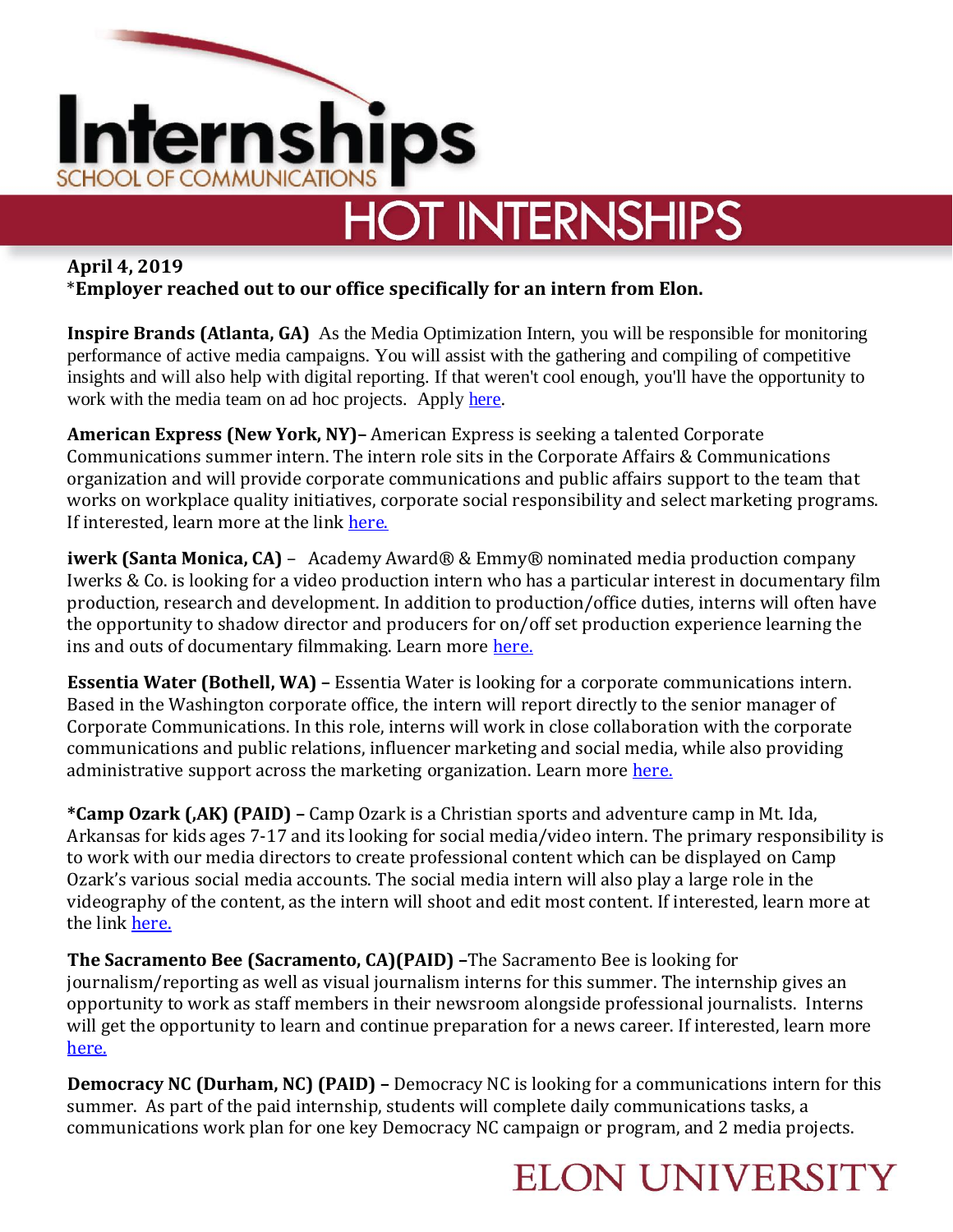# Internships

SCHOOL OF COMMUNICATIONS

## HOT INTERNSHIPS

**April 4, 2019**

*__Employer reached out to our office specifically for an intern from Elon.__

**Inspire Brands (Atlanta, GA)** As the Media Optimization Intern, you will be responsible for monitoring performance of active media campaigns. You will assist with the gathering and compiling of competitive insights and will also help with digital reporting. If that weren't cool enough, you'll have the opportunity to work with the media team on ad hoc projects. Apply here.

**American Express (New York, NY)–** American Express is seeking a talented Corporate Communications summer intern. The intern role sits in the Corporate Affairs & Communications organization and will provide corporate communications and public affairs support to the team that works on workplace quality initiatives, corporate social responsibility and select marketing programs. If interested, learn more at the link here.

**iwerk (Santa Monica, CA)** – Academy Award® & Emmy® nominated media production company Iwerks & Co. is looking for a video production intern who has a particular interest in documentary film production, research and development. In addition to production/office duties, interns will often have the opportunity to shadow director and producers for on/off set production experience learning the ins and outs of documentary filmmaking. Learn more here.

**Essentia Water (Bothell, WA) –** Essentia Water is looking for a corporate communications intern. Based in the Washington corporate office, the intern will report directly to the senior manager of Corporate Communications. In this role, interns will work in close collaboration with the corporate communications and public relations, influencer marketing and social media, while also providing administrative support across the marketing organization. Learn more here.

**\*Camp Ozark (,AK) (PAID) –** Camp Ozark is a Christian sports and adventure camp in Mt. Ida, Arkansas for kids ages 7-17 and its looking for social media/video intern. The primary responsibility is to work with our media directors to create professional content which can be displayed on Camp Ozark's various social media accounts. The social media intern will also play a large role in the videography of the content, as the intern will shoot and edit most content. If interested, learn more at the link here.

**The Sacramento Bee (Sacramento, CA)(PAID) –**The Sacramento Bee is looking for journalism/reporting as well as visual journalism interns for this summer. The internship gives an opportunity to work as staff members in their newsroom alongside professional journalists. Interns will get the opportunity to learn and continue preparation for a news career. If interested, learn more here.

**Democracy NC (Durham, NC) (PAID) –** Democracy NC is looking for a communications intern for this summer. As part of the paid internship, students will complete daily communications tasks, a communications work plan for one key Democracy NC campaign or program, and 2 media projects.

ELON UNIVERSITY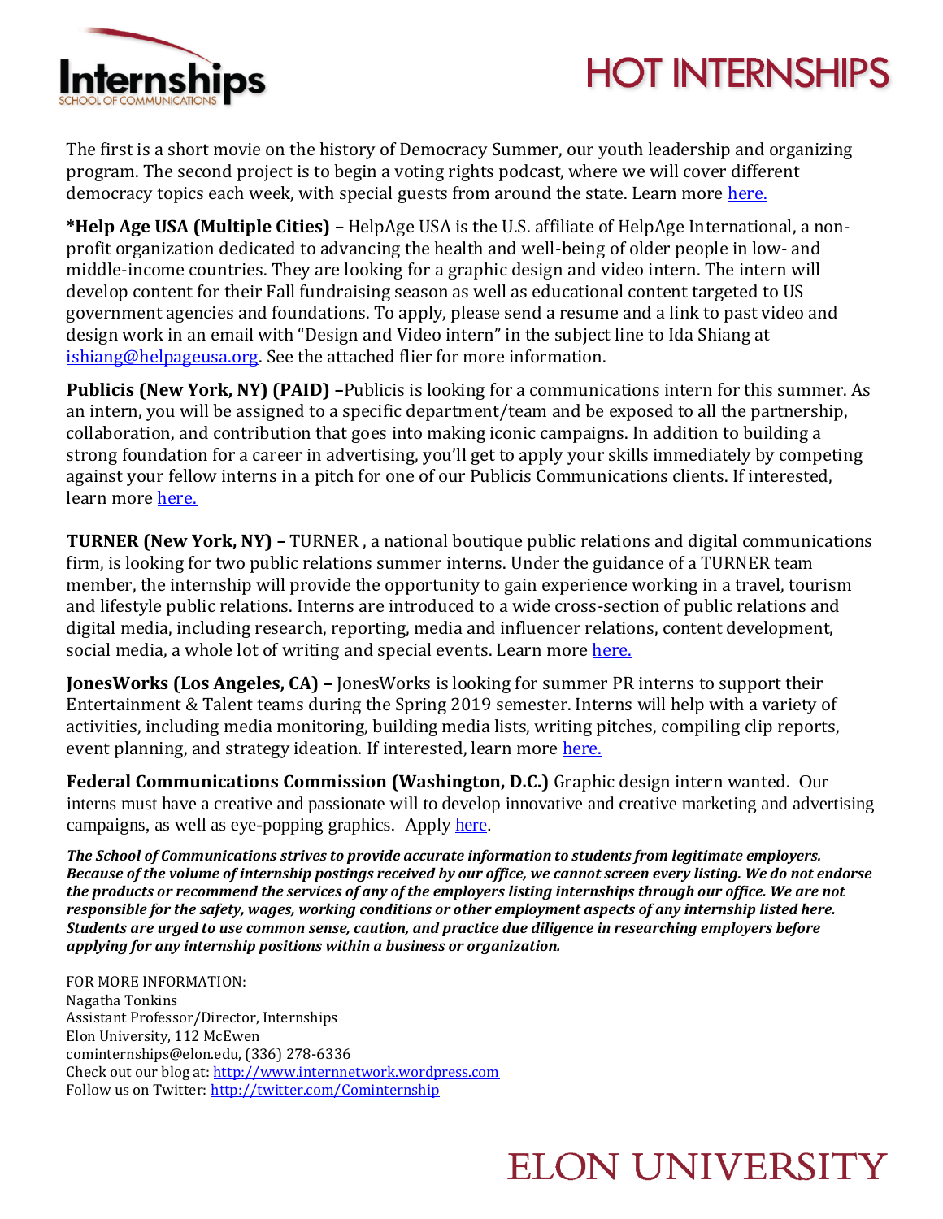The first is a short movie on the history of Democracy Summer, our youth leadership and organizing program. The second project is to begin a voting rights podcast, where we will cover different democracy topics each week, with special guests from around the state. Learn more here.

**\*Help Age USA (Multiple Cities) –** HelpAge USA is the U.S. affiliate of HelpAge International, a non-profit organization dedicated to advancing the health and well-being of older people in low- and middle-income countries. They are looking for a graphic design and video intern. The intern will develop content for their Fall fundraising season as well as educational content targeted to US government agencies and foundations. To apply, please send a resume and a link to past video and design work in an email with "Design and Video intern" in the subject line to Ida Shiang at ishiang@helpageusa.org. See the attached flier for more information.

**Publicis (New York, NY) (PAID) –**Publicis is looking for a communications intern for this summer. As an intern, you will be assigned to a specific department/team and be exposed to all the partnership, collaboration, and contribution that goes into making iconic campaigns. In addition to building a strong foundation for a career in advertising, you'll get to apply your skills immediately by competing against your fellow interns in a pitch for one of our Publicis Communications clients. If interested, learn more here.

**TURNER (New York, NY) –** TURNER , a national boutique public relations and digital communications firm, is looking for two public relations summer interns. Under the guidance of a TURNER team member, the internship will provide the opportunity to gain experience working in a travel, tourism and lifestyle public relations. Interns are introduced to a wide cross-section of public relations and digital media, including research, reporting, media and influencer relations, content development, social media, a whole lot of writing and special events. Learn more here.

**JonesWorks (Los Angeles, CA) –** JonesWorks is looking for summer PR interns to support their Entertainment & Talent teams during the Spring 2019 semester. Interns will help with a variety of activities, including media monitoring, building media lists, writing pitches, compiling clip reports, event planning, and strategy ideation. If interested, learn more here.

**Federal Communications Commission (Washington, D.C.)** Graphic design intern wanted. Our interns must have a creative and passionate will to develop innovative and creative marketing and advertising campaigns, as well as eye-popping graphics. Apply here.

***The School of Communications strives to provide accurate information to students from legitimate employers. Because of the volume of internship postings received by our office, we cannot screen every listing. We do not endorse the products or recommend the services of any of the employers listing internships through our office. We are not responsible for the safety, wages, working conditions or other employment aspects of any internship listed here. Students are urged to use common sense, caution, and practice due diligence in researching employers before applying for any internship positions within a business or organization.***

FOR MORE INFORMATION:
Nagatha Tonkins
Assistant Professor/Director, Internships
Elon University, 112 McEwen
cominternships@elon.edu, (336) 278-6336
Check out our blog at: http://www.internnetwork.wordpress.com
Follow us on Twitter: http://twitter.com/Cominternship